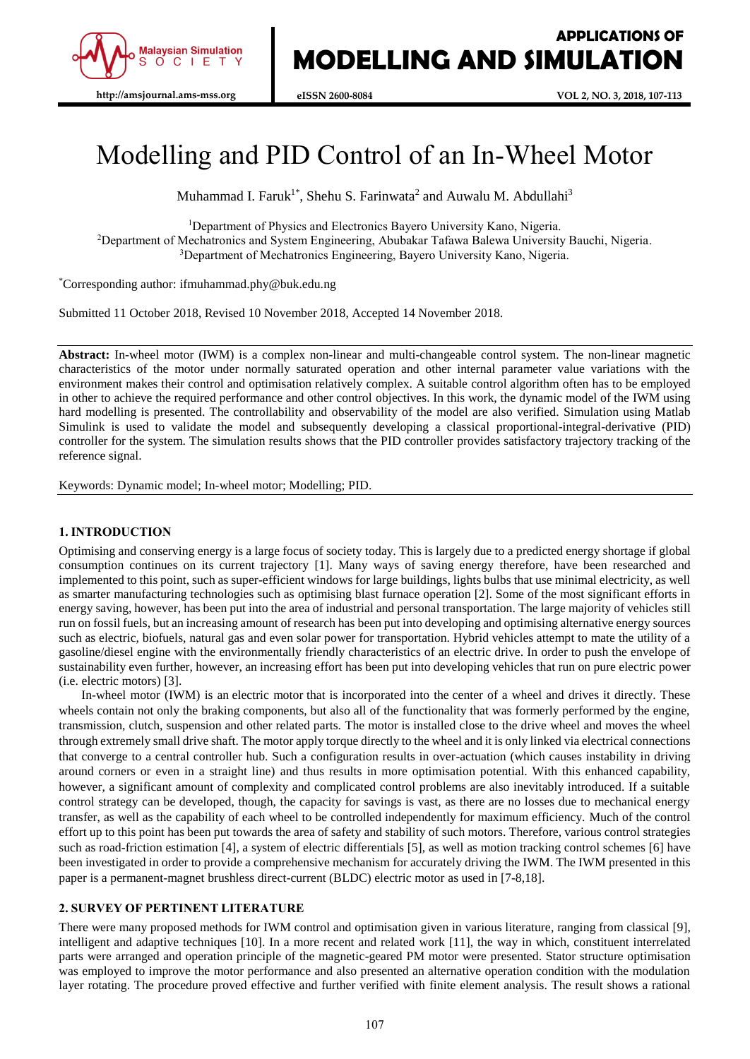# Modelling and PID Control of an In-Wheel Motor

Muhammad I. Faruk[1*], Shehu S. Farinwata[2] and Auwalu M. Abdullahi[3]

[1]Department of Physics and Electronics Bayero University Kano, Nigeria.
[2]Department of Mechatronics and System Engineering, Abubakar Tafawa Balewa University Bauchi, Nigeria.
[3]Department of Mechatronics Engineering, Bayero University Kano, Nigeria.

[*]Corresponding author: ifmuhammad.phy@buk.edu.ng

Submitted 11 October 2018, Revised 10 November 2018, Accepted 14 November 2018.

**Abstract:** In-wheel motor (IWM) is a complex non-linear and multi-changeable control system. The non-linear magnetic characteristics of the motor under normally saturated operation and other internal parameter value variations with the environment makes their control and optimisation relatively complex. A suitable control algorithm often has to be employed in other to achieve the required performance and other control objectives. In this work, the dynamic model of the IWM using hard modelling is presented. The controllability and observability of the model are also verified. Simulation using Matlab Simulink is used to validate the model and subsequently developing a classical proportional-integral-derivative (PID) controller for the system. The simulation results shows that the PID controller provides satisfactory trajectory tracking of the reference signal.

Keywords: Dynamic model; In-wheel motor; Modelling; PID.

## 1. INTRODUCTION

Optimising and conserving energy is a large focus of society today. This is largely due to a predicted energy shortage if global consumption continues on its current trajectory [1]. Many ways of saving energy therefore, have been researched and implemented to this point, such as super-efficient windows for large buildings, lights bulbs that use minimal electricity, as well as smarter manufacturing technologies such as optimising blast furnace operation [2]. Some of the most significant efforts in energy saving, however, has been put into the area of industrial and personal transportation. The large majority of vehicles still run on fossil fuels, but an increasing amount of research has been put into developing and optimising alternative energy sources such as electric, biofuels, natural gas and even solar power for transportation. Hybrid vehicles attempt to mate the utility of a gasoline/diesel engine with the environmentally friendly characteristics of an electric drive. In order to push the envelope of sustainability even further, however, an increasing effort has been put into developing vehicles that run on pure electric power (i.e. electric motors) [3].

In-wheel motor (IWM) is an electric motor that is incorporated into the center of a wheel and drives it directly. These wheels contain not only the braking components, but also all of the functionality that was formerly performed by the engine, transmission, clutch, suspension and other related parts. The motor is installed close to the drive wheel and moves the wheel through extremely small drive shaft. The motor apply torque directly to the wheel and it is only linked via electrical connections that converge to a central controller hub. Such a configuration results in over-actuation (which causes instability in driving around corners or even in a straight line) and thus results in more optimisation potential. With this enhanced capability, however, a significant amount of complexity and complicated control problems are also inevitably introduced. If a suitable control strategy can be developed, though, the capacity for savings is vast, as there are no losses due to mechanical energy transfer, as well as the capability of each wheel to be controlled independently for maximum efficiency. Much of the control effort up to this point has been put towards the area of safety and stability of such motors. Therefore, various control strategies such as road-friction estimation [4], a system of electric differentials [5], as well as motion tracking control schemes [6] have been investigated in order to provide a comprehensive mechanism for accurately driving the IWM. The IWM presented in this paper is a permanent-magnet brushless direct-current (BLDC) electric motor as used in [7-8,18].

## 2. SURVEY OF PERTINENT LITERATURE

There were many proposed methods for IWM control and optimisation given in various literature, ranging from classical [9], intelligent and adaptive techniques [10]. In a more recent and related work [11], the way in which, constituent interrelated parts were arranged and operation principle of the magnetic-geared PM motor were presented. Stator structure optimisation was employed to improve the motor performance and also presented an alternative operation condition with the modulation layer rotating. The procedure proved effective and further verified with finite element analysis. The result shows a rational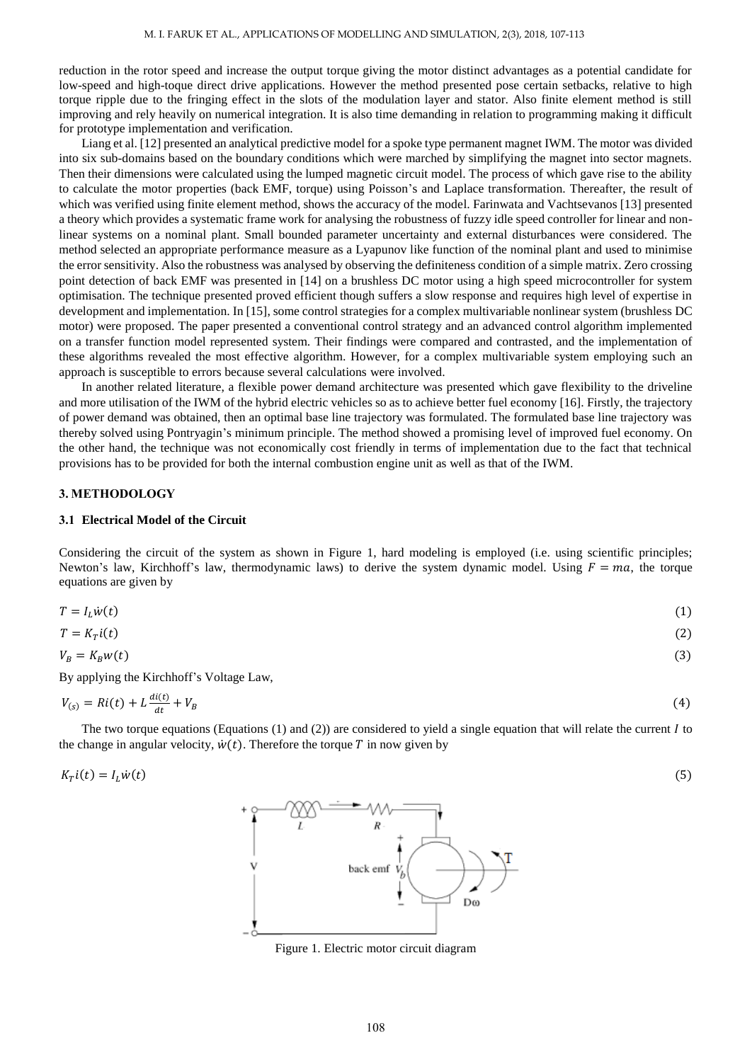reduction in the rotor speed and increase the output torque giving the motor distinct advantages as a potential candidate for low-speed and high-toque direct drive applications. However the method presented pose certain setbacks, relative to high torque ripple due to the fringing effect in the slots of the modulation layer and stator. Also finite element method is still improving and rely heavily on numerical integration. It is also time demanding in relation to programming making it difficult for prototype implementation and verification.

Liang et al. [12] presented an analytical predictive model for a spoke type permanent magnet IWM. The motor was divided into six sub-domains based on the boundary conditions which were marched by simplifying the magnet into sector magnets. Then their dimensions were calculated using the lumped magnetic circuit model. The process of which gave rise to the ability to calculate the motor properties (back EMF, torque) using Poisson's and Laplace transformation. Thereafter, the result of which was verified using finite element method, shows the accuracy of the model. Farinwata and Vachtsevanos [13] presented a theory which provides a systematic frame work for analysing the robustness of fuzzy idle speed controller for linear and non-linear systems on a nominal plant. Small bounded parameter uncertainty and external disturbances were considered. The method selected an appropriate performance measure as a Lyapunov like function of the nominal plant and used to minimise the error sensitivity. Also the robustness was analysed by observing the definiteness condition of a simple matrix. Zero crossing point detection of back EMF was presented in [14] on a brushless DC motor using a high speed microcontroller for system optimisation. The technique presented proved efficient though suffers a slow response and requires high level of expertise in development and implementation. In [15], some control strategies for a complex multivariable nonlinear system (brushless DC motor) were proposed. The paper presented a conventional control strategy and an advanced control algorithm implemented on a transfer function model represented system. Their findings were compared and contrasted, and the implementation of these algorithms revealed the most effective algorithm. However, for a complex multivariable system employing such an approach is susceptible to errors because several calculations were involved.

In another related literature, a flexible power demand architecture was presented which gave flexibility to the driveline and more utilisation of the IWM of the hybrid electric vehicles so as to achieve better fuel economy [16]. Firstly, the trajectory of power demand was obtained, then an optimal base line trajectory was formulated. The formulated base line trajectory was thereby solved using Pontryagin's minimum principle. The method showed a promising level of improved fuel economy. On the other hand, the technique was not economically cost friendly in terms of implementation due to the fact that technical provisions has to be provided for both the internal combustion engine unit as well as that of the IWM.

## 3. METHODOLOGY

### 3.1 Electrical Model of the Circuit

Considering the circuit of the system as shown in Figure 1, hard modeling is employed (i.e. using scientific principles; Newton's law, Kirchhoff's law, thermodynamic laws) to derive the system dynamic model. Using $F = ma$, the torque equations are given by

$$T = I_L \dot{w}(t) \tag{1}$$

$$T = K_T i(t) \tag{2}$$

$$V_B = K_B w(t) \tag{3}$$

By applying the Kirchhoff's Voltage Law,

$$V_{(s)} = Ri(t) + L\frac{di(t)}{dt} + V_B \tag{4}$$

The two torque equations (Equations (1) and (2)) are considered to yield a single equation that will relate the current $I$ to the change in angular velocity, $\dot{w}(t)$. Therefore the torque $T$ in now given by

$$K_T i(t) = I_L \dot{w}(t) \tag{5}$$

Figure 1. Electric motor circuit diagram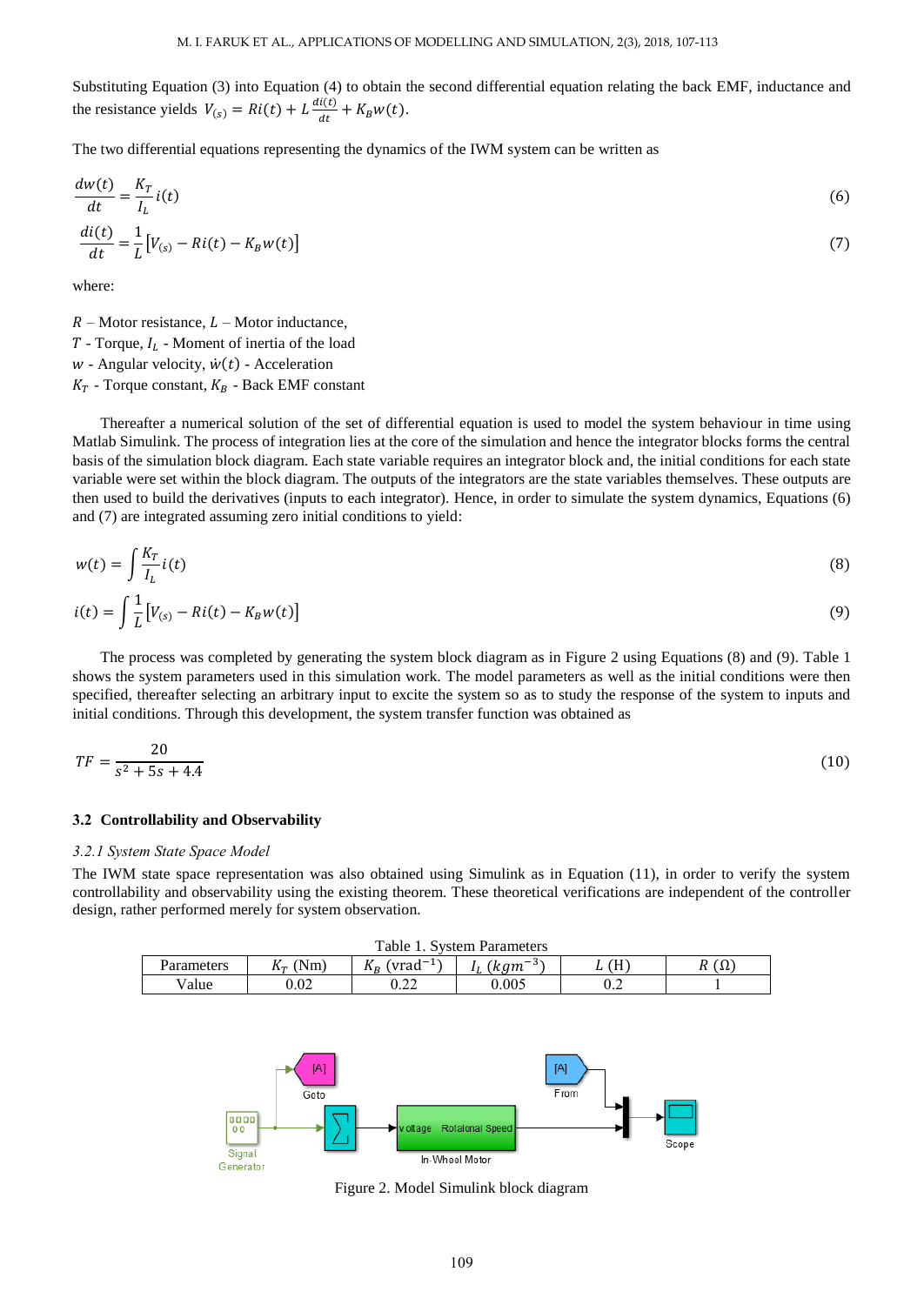Substituting Equation (3) into Equation (4) to obtain the second differential equation relating the back EMF, inductance and the resistance yields $V_{(s)} = Ri(t) + L\frac{di(t)}{dt} + K_B w(t)$.

The two differential equations representing the dynamics of the IWM system can be written as

$$\frac{dw(t)}{dt} = \frac{K_T}{I_L} i(t) \tag{6}$$

$$\frac{di(t)}{dt} = \frac{1}{L}\left[V_{(s)} - Ri(t) - K_B w(t)\right] \tag{7}$$

where:

$R$ – Motor resistance, $L$ – Motor inductance,
$T$ - Torque, $I_L$ - Moment of inertia of the load
$w$ - Angular velocity, $\dot{w}(t)$ - Acceleration
$K_T$ - Torque constant, $K_B$ - Back EMF constant

Thereafter a numerical solution of the set of differential equation is used to model the system behaviour in time using Matlab Simulink. The process of integration lies at the core of the simulation and hence the integrator blocks forms the central basis of the simulation block diagram. Each state variable requires an integrator block and, the initial conditions for each state variable were set within the block diagram. The outputs of the integrators are the state variables themselves. These outputs are then used to build the derivatives (inputs to each integrator). Hence, in order to simulate the system dynamics, Equations (6) and (7) are integrated assuming zero initial conditions to yield:

$$w(t) = \int \frac{K_T}{I_L} i(t) \tag{8}$$

$$i(t) = \int \frac{1}{L}\left[V_{(s)} - Ri(t) - K_B w(t)\right] \tag{9}$$

The process was completed by generating the system block diagram as in Figure 2 using Equations (8) and (9). Table 1 shows the system parameters used in this simulation work. The model parameters as well as the initial conditions were then specified, thereafter selecting an arbitrary input to excite the system so as to study the response of the system to inputs and initial conditions. Through this development, the system transfer function was obtained as

$$TF = \frac{20}{s^2 + 5s + 4.4} \tag{10}$$

### 3.2 Controllability and Observability

#### *3.2.1 System State Space Model*

The IWM state space representation was also obtained using Simulink as in Equation (11), in order to verify the system controllability and observability using the existing theorem. These theoretical verifications are independent of the controller design, rather performed merely for system observation.

Table 1. System Parameters

| Parameters | $K_T$ (Nm) | $K_B$ (vrad$^{-1}$) | $I_L$ $(kgm^{-3})$ | $L$ (H) | $R$ ($\Omega$) |
|---|---|---|---|---|---|
| Value | 0.02 | 0.22 | 0.005 | 0.2 | 1 |

Figure 2. Model Simulink block diagram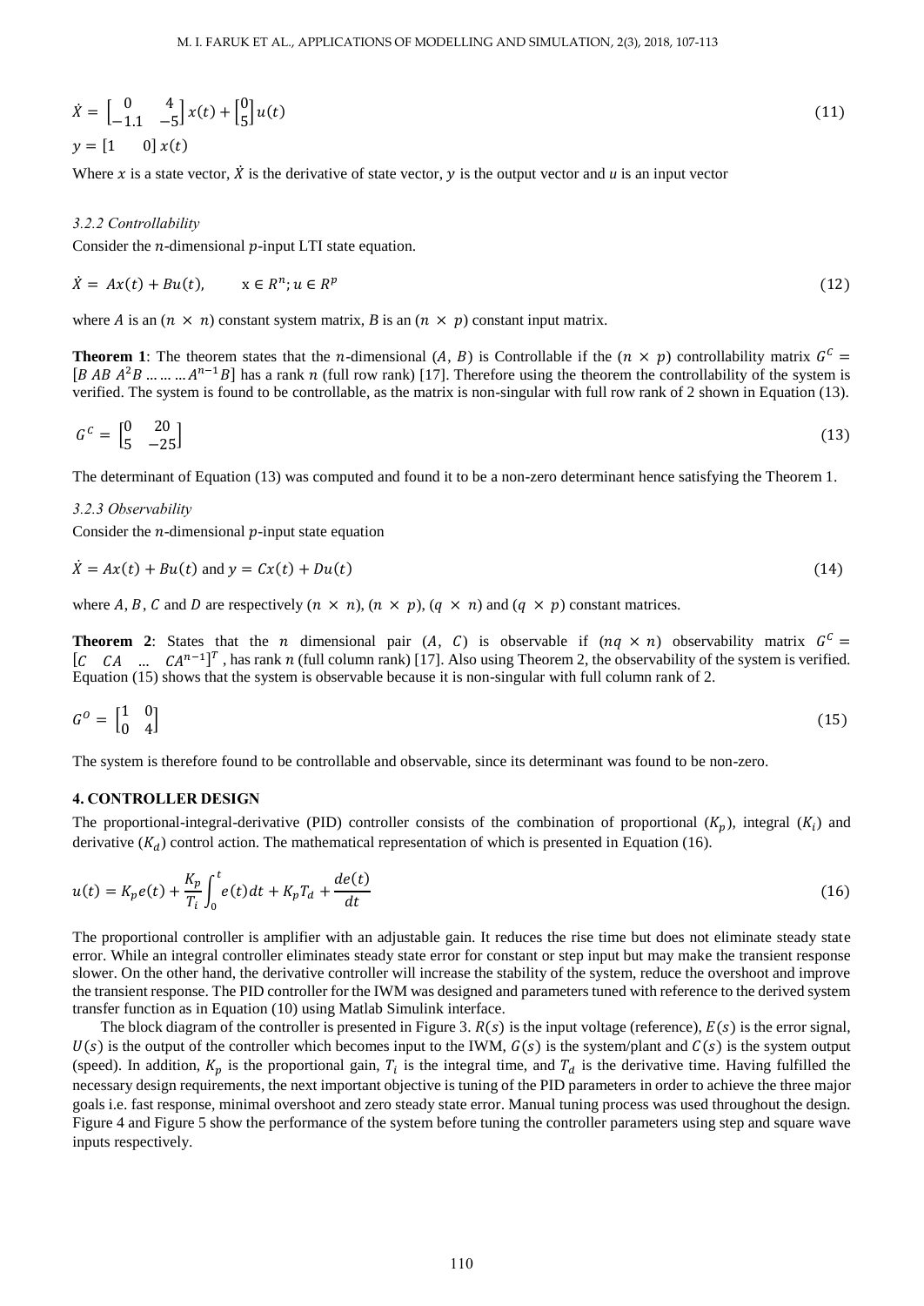$$\dot{X} = \begin{bmatrix} 0 & 4 \\ -1.1 & -5 \end{bmatrix} x(t) + \begin{bmatrix} 0 \\ 5 \end{bmatrix} u(t) \tag{11}$$

$$y = \begin{bmatrix} 1 & 0 \end{bmatrix} x(t)$$

Where $x$ is a state vector, $\dot{X}$ is the derivative of state vector, $y$ is the output vector and $u$ is an input vector

#### *3.2.2 Controllability*

Consider the $n$-dimensional $p$-input LTI state equation.

$$\dot{X} = Ax(t) + Bu(t), \qquad x \in R^n; u \in R^p \tag{12}$$

where $A$ is an $(n \times n)$ constant system matrix, $B$ is an $(n \times p)$ constant input matrix.

**Theorem 1**: The theorem states that the $n$-dimensional $(A, B)$ is Controllable if the $(n \times p)$ controllability matrix $G^C = [B \; AB \; A^2B \ldots\ldots\ldots A^{n-1}B]$ has a rank $n$ (full row rank) [17]. Therefore using the theorem the controllability of the system is verified. The system is found to be controllable, as the matrix is non-singular with full row rank of 2 shown in Equation (13).

$$G^C = \begin{bmatrix} 0 & 20 \\ 5 & -25 \end{bmatrix} \tag{13}$$

The determinant of Equation (13) was computed and found it to be a non-zero determinant hence satisfying the Theorem 1.

#### *3.2.3 Observability*

Consider the $n$-dimensional $p$-input state equation

$$\dot{X} = Ax(t) + Bu(t) \text{ and } y = Cx(t) + Du(t) \tag{14}$$

where $A$, $B$, $C$ and $D$ are respectively $(n \times n)$, $(n \times p)$, $(q \times n)$ and $(q \times p)$ constant matrices.

**Theorem 2**: States that the $n$ dimensional pair $(A, C)$ is observable if $(nq \times n)$ observability matrix $G^C = [C \quad CA \quad \ldots \quad CA^{n-1}]^T$ , has rank $n$ (full column rank) [17]. Also using Theorem 2, the observability of the system is verified. Equation (15) shows that the system is observable because it is non-singular with full column rank of 2.

$$G^O = \begin{bmatrix} 1 & 0 \\ 0 & 4 \end{bmatrix} \tag{15}$$

The system is therefore found to be controllable and observable, since its determinant was found to be non-zero.

## 4. CONTROLLER DESIGN

The proportional-integral-derivative (PID) controller consists of the combination of proportional ($K_p$), integral ($K_i$) and derivative ($K_d$) control action. The mathematical representation of which is presented in Equation (16).

$$u(t) = K_p e(t) + \frac{K_p}{T_i}\int_0^t e(t)dt + K_p T_d + \frac{de(t)}{dt} \tag{16}$$

The proportional controller is amplifier with an adjustable gain. It reduces the rise time but does not eliminate steady state error. While an integral controller eliminates steady state error for constant or step input but may make the transient response slower. On the other hand, the derivative controller will increase the stability of the system, reduce the overshoot and improve the transient response. The PID controller for the IWM was designed and parameters tuned with reference to the derived system transfer function as in Equation (10) using Matlab Simulink interface.

The block diagram of the controller is presented in Figure 3. $R(s)$ is the input voltage (reference), $E(s)$ is the error signal, $U(s)$ is the output of the controller which becomes input to the IWM, $G(s)$ is the system/plant and $C(s)$ is the system output (speed). In addition, $K_p$ is the proportional gain, $T_i$ is the integral time, and $T_d$ is the derivative time. Having fulfilled the necessary design requirements, the next important objective is tuning of the PID parameters in order to achieve the three major goals i.e. fast response, minimal overshoot and zero steady state error. Manual tuning process was used throughout the design. Figure 4 and Figure 5 show the performance of the system before tuning the controller parameters using step and square wave inputs respectively.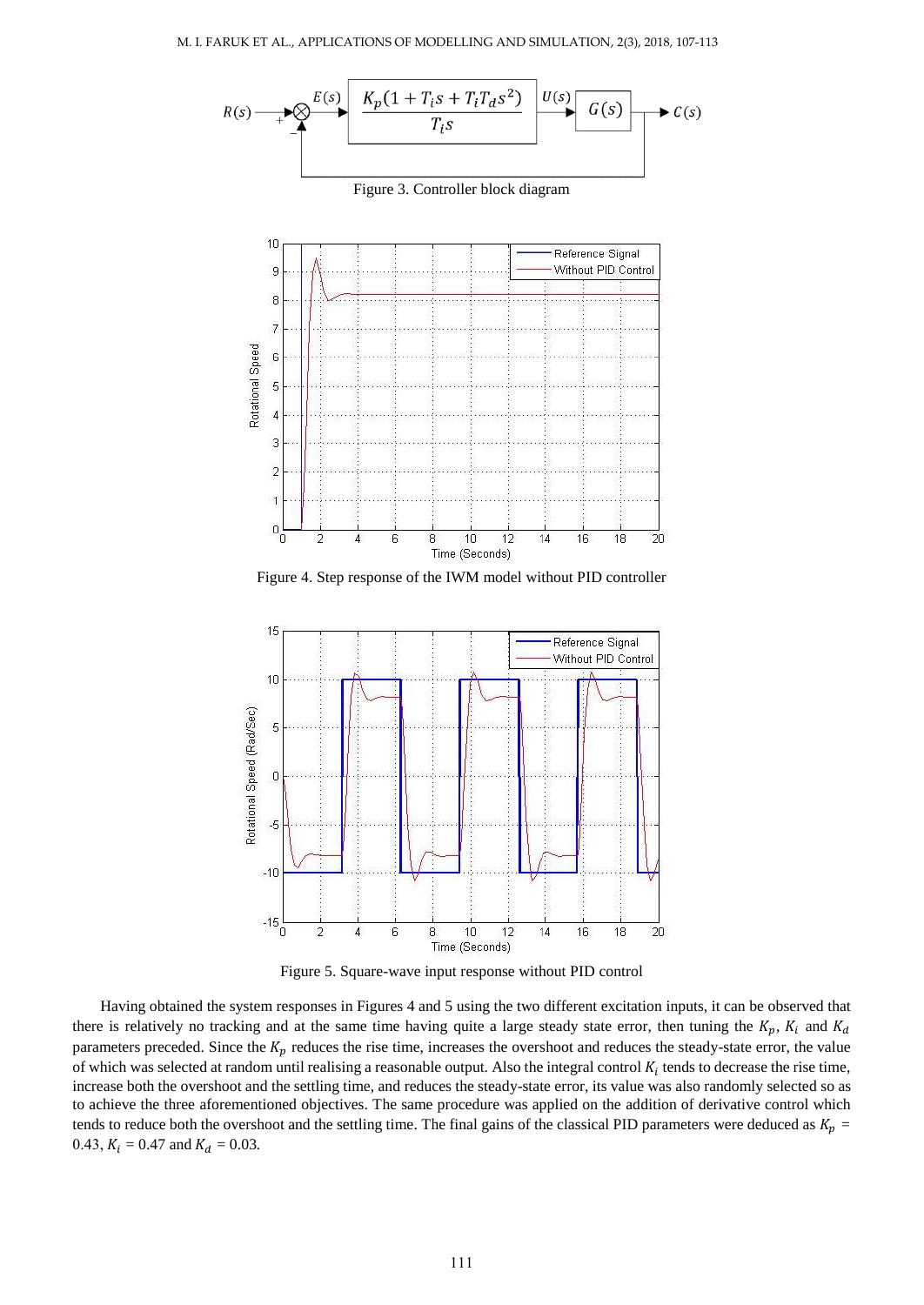Figure 3. Controller block diagram

Figure 4. Step response of the IWM model without PID controller

Figure 5. Square-wave input response without PID control

Having obtained the system responses in Figures 4 and 5 using the two different excitation inputs, it can be observed that there is relatively no tracking and at the same time having quite a large steady state error, then tuning the $K_p$, $K_i$ and $K_d$ parameters preceded. Since the $K_p$ reduces the rise time, increases the overshoot and reduces the steady-state error, the value of which was selected at random until realising a reasonable output. Also the integral control $K_i$ tends to decrease the rise time, increase both the overshoot and the settling time, and reduces the steady-state error, its value was also randomly selected so as to achieve the three aforementioned objectives. The same procedure was applied on the addition of derivative control which tends to reduce both the overshoot and the settling time. The final gains of the classical PID parameters were deduced as $K_p$ = 0.43, $K_i$ = 0.47 and $K_d$ = 0.03.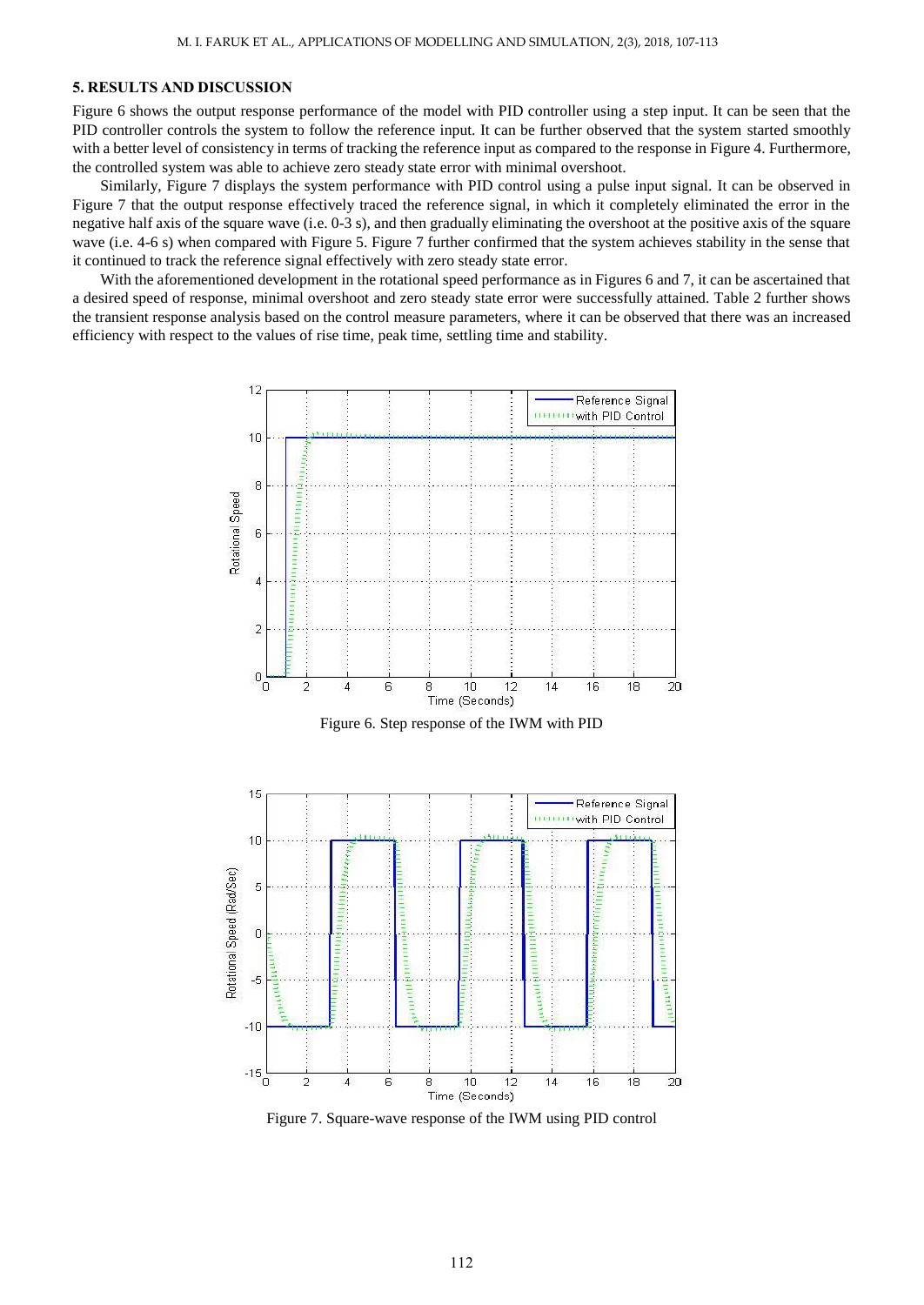## 5. RESULTS AND DISCUSSION

Figure 6 shows the output response performance of the model with PID controller using a step input. It can be seen that the PID controller controls the system to follow the reference input. It can be further observed that the system started smoothly with a better level of consistency in terms of tracking the reference input as compared to the response in Figure 4. Furthermore, the controlled system was able to achieve zero steady state error with minimal overshoot.

Similarly, Figure 7 displays the system performance with PID control using a pulse input signal. It can be observed in Figure 7 that the output response effectively traced the reference signal, in which it completely eliminated the error in the negative half axis of the square wave (i.e. 0-3 s), and then gradually eliminating the overshoot at the positive axis of the square wave (i.e. 4-6 s) when compared with Figure 5. Figure 7 further confirmed that the system achieves stability in the sense that it continued to track the reference signal effectively with zero steady state error.

With the aforementioned development in the rotational speed performance as in Figures 6 and 7, it can be ascertained that a desired speed of response, minimal overshoot and zero steady state error were successfully attained. Table 2 further shows the transient response analysis based on the control measure parameters, where it can be observed that there was an increased efficiency with respect to the values of rise time, peak time, settling time and stability.

Figure 6. Step response of the IWM with PID

Figure 7. Square-wave response of the IWM using PID control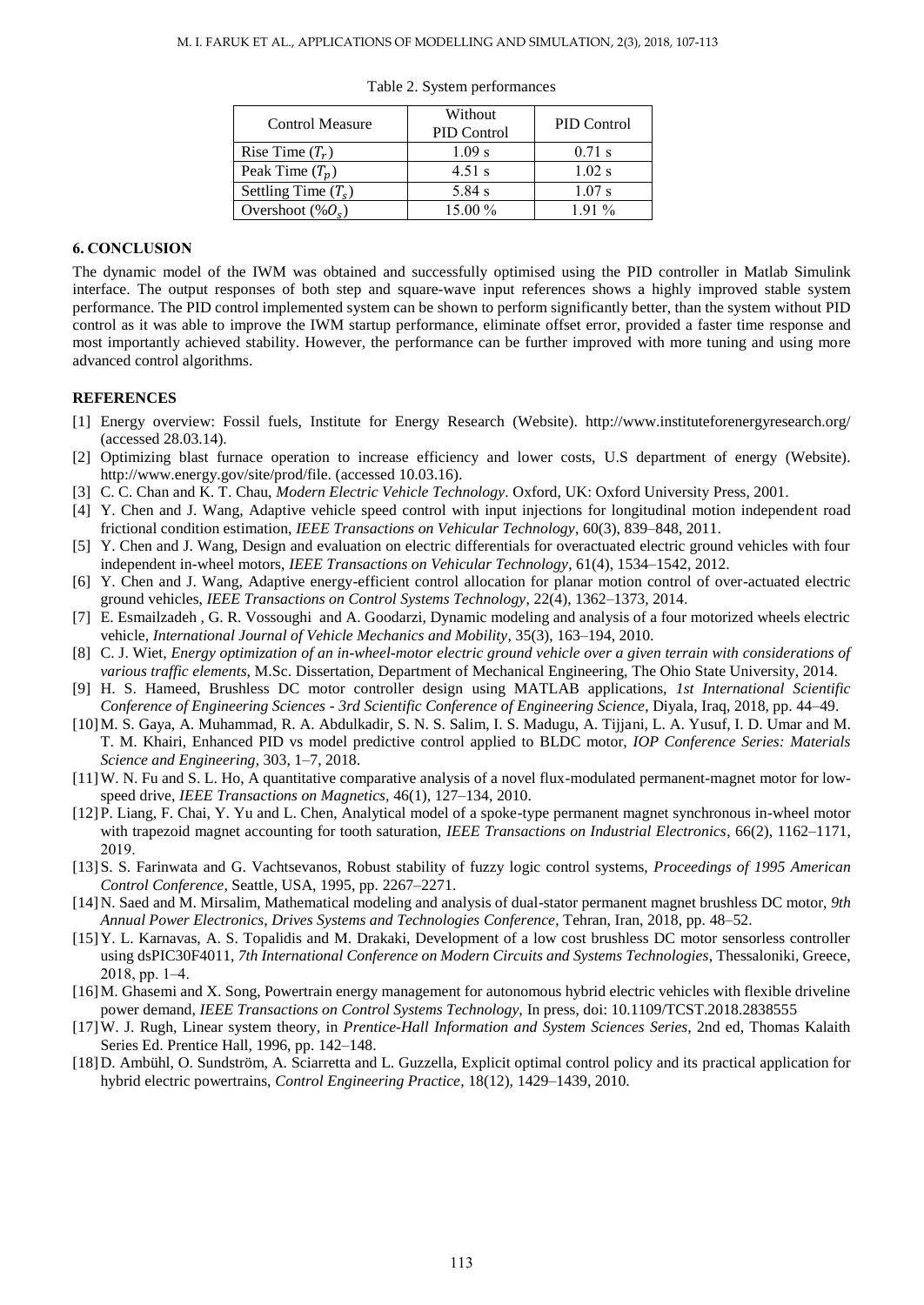Table 2. System performances

| Control Measure | Without PID Control | PID Control |
| --- | --- | --- |
| Rise Time ($T_r$) | 1.09 s | 0.71 s |
| Peak Time ($T_p$) | 4.51 s | 1.02 s |
| Settling Time ($T_s$) | 5.84 s | 1.07 s |
| Overshoot ($\%O_s$) | 15.00 % | 1.91 % |

## 6. CONCLUSION

The dynamic model of the IWM was obtained and successfully optimised using the PID controller in Matlab Simulink interface. The output responses of both step and square-wave input references shows a highly improved stable system performance. The PID control implemented system can be shown to perform significantly better, than the system without PID control as it was able to improve the IWM startup performance, eliminate offset error, provided a faster time response and most importantly achieved stability. However, the performance can be further improved with more tuning and using more advanced control algorithms.

## REFERENCES

[1] Energy overview: Fossil fuels, Institute for Energy Research (Website). http://www.instituteforenergyresearch.org/ (accessed 28.03.14).

[2] Optimizing blast furnace operation to increase efficiency and lower costs, U.S department of energy (Website). http://www.energy.gov/site/prod/file. (accessed 10.03.16).

[3] C. C. Chan and K. T. Chau, *Modern Electric Vehicle Technology*. Oxford, UK: Oxford University Press, 2001.

[4] Y. Chen and J. Wang, Adaptive vehicle speed control with input injections for longitudinal motion independent road frictional condition estimation, *IEEE Transactions on Vehicular Technology*, 60(3), 839–848, 2011.

[5] Y. Chen and J. Wang, Design and evaluation on electric differentials for overactuated electric ground vehicles with four independent in-wheel motors, *IEEE Transactions on Vehicular Technology*, 61(4), 1534–1542, 2012.

[6] Y. Chen and J. Wang, Adaptive energy-efficient control allocation for planar motion control of over-actuated electric ground vehicles, *IEEE Transactions on Control Systems Technology*, 22(4), 1362–1373, 2014.

[7] E. Esmailzadeh , G. R. Vossoughi and A. Goodarzi, Dynamic modeling and analysis of a four motorized wheels electric vehicle, *International Journal of Vehicle Mechanics and Mobility*, 35(3), 163–194, 2010.

[8] C. J. Wiet, *Energy optimization of an in-wheel-motor electric ground vehicle over a given terrain with considerations of various traffic elements*, M.Sc. Dissertation, Department of Mechanical Engineering, The Ohio State University, 2014.

[9] H. S. Hameed, Brushless DC motor controller design using MATLAB applications, *1st International Scientific Conference of Engineering Sciences - 3rd Scientific Conference of Engineering Science*, Diyala, Iraq, 2018, pp. 44–49.

[10] M. S. Gaya, A. Muhammad, R. A. Abdulkadir, S. N. S. Salim, I. S. Madugu, A. Tijjani, L. A. Yusuf, I. D. Umar and M. T. M. Khairi, Enhanced PID vs model predictive control applied to BLDC motor, *IOP Conference Series: Materials Science and Engineering*, 303, 1–7, 2018.

[11] W. N. Fu and S. L. Ho, A quantitative comparative analysis of a novel flux-modulated permanent-magnet motor for low-speed drive, *IEEE Transactions on Magnetics*, 46(1), 127–134, 2010.

[12] P. Liang, F. Chai, Y. Yu and L. Chen, Analytical model of a spoke-type permanent magnet synchronous in-wheel motor with trapezoid magnet accounting for tooth saturation, *IEEE Transactions on Industrial Electronics*, 66(2), 1162–1171, 2019.

[13] S. S. Farinwata and G. Vachtsevanos, Robust stability of fuzzy logic control systems, *Proceedings of 1995 American Control Conference*, Seattle, USA, 1995, pp. 2267–2271.

[14] N. Saed and M. Mirsalim, Mathematical modeling and analysis of dual-stator permanent magnet brushless DC motor, *9th Annual Power Electronics, Drives Systems and Technologies Conference*, Tehran, Iran, 2018, pp. 48–52.

[15] Y. L. Karnavas, A. S. Topalidis and M. Drakaki, Development of a low cost brushless DC motor sensorless controller using dsPIC30F4011, *7th International Conference on Modern Circuits and Systems Technologies*, Thessaloniki, Greece, 2018, pp. 1–4.

[16] M. Ghasemi and X. Song, Powertrain energy management for autonomous hybrid electric vehicles with flexible driveline power demand, *IEEE Transactions on Control Systems Technology*, In press, doi: 10.1109/TCST.2018.2838555

[17] W. J. Rugh, Linear system theory, in *Prentice-Hall Information and System Sciences Series*, 2nd ed, Thomas Kalaith Series Ed. Prentice Hall, 1996, pp. 142–148.

[18] D. Ambühl, O. Sundström, A. Sciarretta and L. Guzzella, Explicit optimal control policy and its practical application for hybrid electric powertrains, *Control Engineering Practice*, 18(12), 1429–1439, 2010.